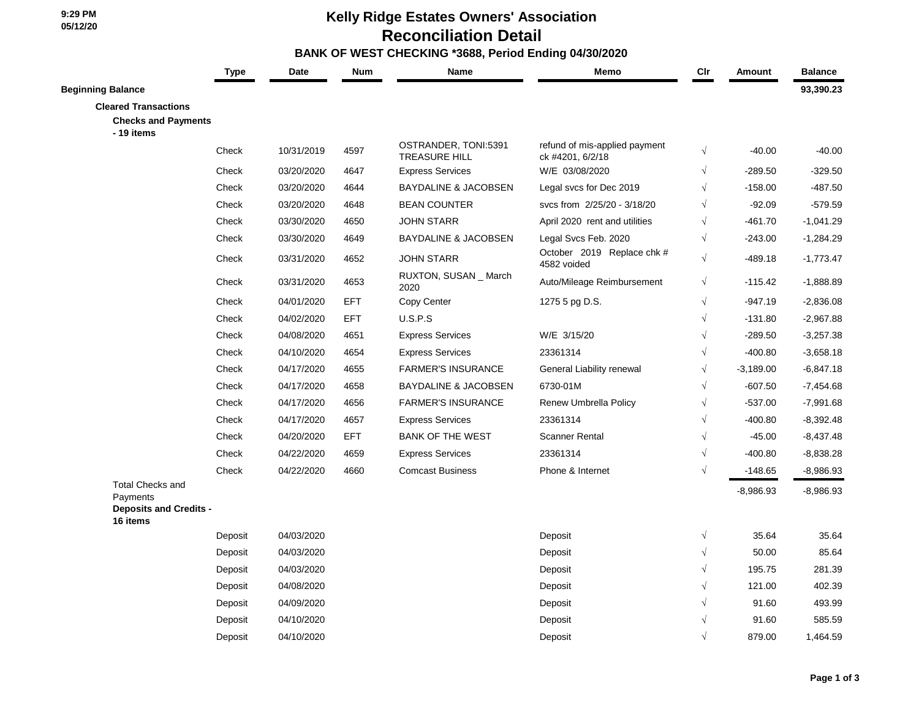9:29 PM
05/12/20

# Kelly Ridge Estates Owners' Association
## Reconciliation Detail
### BANK OF WEST CHECKING *3688, Period Ending 04/30/2020

| | Type | Date | Num | Name | Memo | Clr | Amount | Balance |
|---|---|---|---|---|---|---|---|---|
| **Beginning Balance** | | | | | | | | **93,390.23** |
| **Cleared Transactions** | | | | | | | | |
| **Checks and Payments - 19 items** | | | | | | | | |
| | Check | 10/31/2019 | 4597 | OSTRANDER, TONI:5391 TREASURE HILL | refund of mis-applied payment ck #4201, 6/2/18 | √ | -40.00 | -40.00 |
| | Check | 03/20/2020 | 4647 | Express Services | W/E 03/08/2020 | √ | -289.50 | -329.50 |
| | Check | 03/20/2020 | 4644 | BAYDALINE & JACOBSEN | Legal svcs for Dec 2019 | √ | -158.00 | -487.50 |
| | Check | 03/20/2020 | 4648 | BEAN COUNTER | svcs from 2/25/20 - 3/18/20 | √ | -92.09 | -579.59 |
| | Check | 03/30/2020 | 4650 | JOHN STARR | April 2020 rent and utilities | √ | -461.70 | -1,041.29 |
| | Check | 03/30/2020 | 4649 | BAYDALINE & JACOBSEN | Legal Svcs Feb. 2020 | √ | -243.00 | -1,284.29 |
| | Check | 03/31/2020 | 4652 | JOHN STARR | October 2019 Replace chk # 4582 voided | √ | -489.18 | -1,773.47 |
| | Check | 03/31/2020 | 4653 | RUXTON, SUSAN _ March 2020 | Auto/Mileage Reimbursement | √ | -115.42 | -1,888.89 |
| | Check | 04/01/2020 | EFT | Copy Center | 1275 5 pg D.S. | √ | -947.19 | -2,836.08 |
| | Check | 04/02/2020 | EFT | U.S.P.S | | √ | -131.80 | -2,967.88 |
| | Check | 04/08/2020 | 4651 | Express Services | W/E 3/15/20 | √ | -289.50 | -3,257.38 |
| | Check | 04/10/2020 | 4654 | Express Services | 23361314 | √ | -400.80 | -3,658.18 |
| | Check | 04/17/2020 | 4655 | FARMER'S INSURANCE | General Liability renewal | √ | -3,189.00 | -6,847.18 |
| | Check | 04/17/2020 | 4658 | BAYDALINE & JACOBSEN | 6730-01M | √ | -607.50 | -7,454.68 |
| | Check | 04/17/2020 | 4656 | FARMER'S INSURANCE | Renew Umbrella Policy | √ | -537.00 | -7,991.68 |
| | Check | 04/17/2020 | 4657 | Express Services | 23361314 | √ | -400.80 | -8,392.48 |
| | Check | 04/20/2020 | EFT | BANK OF THE WEST | Scanner Rental | √ | -45.00 | -8,437.48 |
| | Check | 04/22/2020 | 4659 | Express Services | 23361314 | √ | -400.80 | -8,838.28 |
| | Check | 04/22/2020 | 4660 | Comcast Business | Phone & Internet | √ | -148.65 | -8,986.93 |
| Total Checks and Payments | | | | | | | -8,986.93 | -8,986.93 |
| **Deposits and Credits - 16 items** | | | | | | | | |
| | Deposit | 04/03/2020 | | | Deposit | √ | 35.64 | 35.64 |
| | Deposit | 04/03/2020 | | | Deposit | √ | 50.00 | 85.64 |
| | Deposit | 04/03/2020 | | | Deposit | √ | 195.75 | 281.39 |
| | Deposit | 04/08/2020 | | | Deposit | √ | 121.00 | 402.39 |
| | Deposit | 04/09/2020 | | | Deposit | √ | 91.60 | 493.99 |
| | Deposit | 04/10/2020 | | | Deposit | √ | 91.60 | 585.59 |
| | Deposit | 04/10/2020 | | | Deposit | √ | 879.00 | 1,464.59 |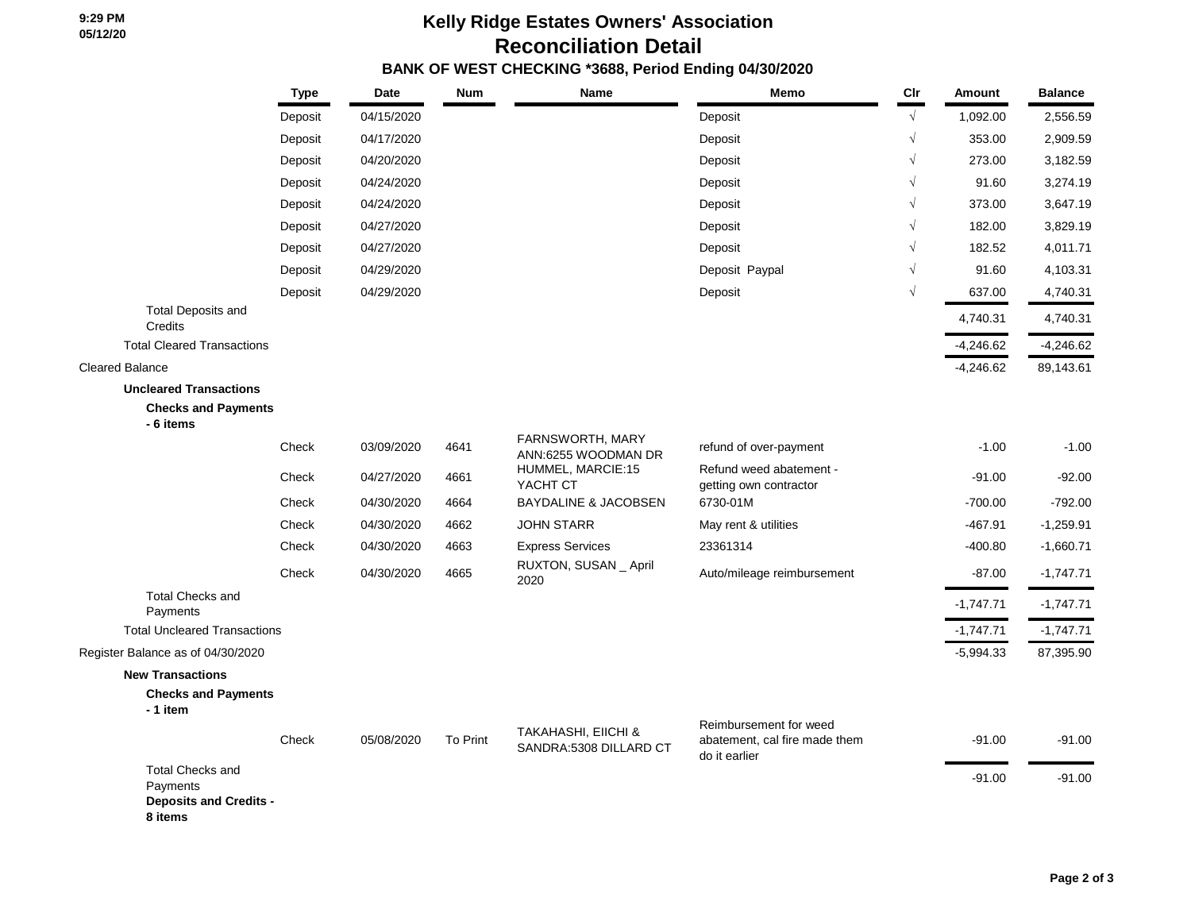# Kelly Ridge Estates Owners' Association

## Reconciliation Detail

### BANK OF WEST CHECKING *3688, Period Ending 04/30/2020

9:29 PM
05/12/20

| | Type | Date | Num | Name | Memo | Clr | Amount | Balance |
|---|---|---|---|---|---|---|---|---|
| | Deposit | 04/15/2020 | | | Deposit | √ | 1,092.00 | 2,556.59 |
| | Deposit | 04/17/2020 | | | Deposit | √ | 353.00 | 2,909.59 |
| | Deposit | 04/20/2020 | | | Deposit | √ | 273.00 | 3,182.59 |
| | Deposit | 04/24/2020 | | | Deposit | √ | 91.60 | 3,274.19 |
| | Deposit | 04/24/2020 | | | Deposit | √ | 373.00 | 3,647.19 |
| | Deposit | 04/27/2020 | | | Deposit | √ | 182.00 | 3,829.19 |
| | Deposit | 04/27/2020 | | | Deposit | √ | 182.52 | 4,011.71 |
| | Deposit | 04/29/2020 | | | Deposit Paypal | √ | 91.60 | 4,103.31 |
| | Deposit | 04/29/2020 | | | Deposit | √ | 637.00 | 4,740.31 |
| Total Deposits and Credits | | | | | | | 4,740.31 | 4,740.31 |
| Total Cleared Transactions | | | | | | | -4,246.62 | -4,246.62 |
| Cleared Balance | | | | | | | -4,246.62 | 89,143.61 |
| **Uncleared Transactions** | | | | | | | | |
| **Checks and Payments - 6 items** | | | | | | | | |
| | Check | 03/09/2020 | 4641 | FARNSWORTH, MARY ANN:6255 WOODMAN DR | refund of over-payment | | -1.00 | -1.00 |
| | Check | 04/27/2020 | 4661 | HUMMEL, MARCIE:15 YACHT CT | Refund weed abatement - getting own contractor | | -91.00 | -92.00 |
| | Check | 04/30/2020 | 4664 | BAYDALINE & JACOBSEN | 6730-01M | | -700.00 | -792.00 |
| | Check | 04/30/2020 | 4662 | JOHN STARR | May rent & utilities | | -467.91 | -1,259.91 |
| | Check | 04/30/2020 | 4663 | Express Services | 23361314 | | -400.80 | -1,660.71 |
| | Check | 04/30/2020 | 4665 | RUXTON, SUSAN _ April 2020 | Auto/mileage reimbursement | | -87.00 | -1,747.71 |
| Total Checks and Payments | | | | | | | -1,747.71 | -1,747.71 |
| Total Uncleared Transactions | | | | | | | -1,747.71 | -1,747.71 |
| Register Balance as of 04/30/2020 | | | | | | | -5,994.33 | 87,395.90 |
| **New Transactions** | | | | | | | | |
| **Checks and Payments - 1 item** | | | | | | | | |
| | Check | 05/08/2020 | To Print | TAKAHASHI, EIICHI & SANDRA:5308 DILLARD CT | Reimbursement for weed abatement, cal fire made them do it earlier | | -91.00 | -91.00 |
| Total Checks and Payments | | | | | | | -91.00 | -91.00 |
| **Deposits and Credits - 8 items** | | | | | | | | |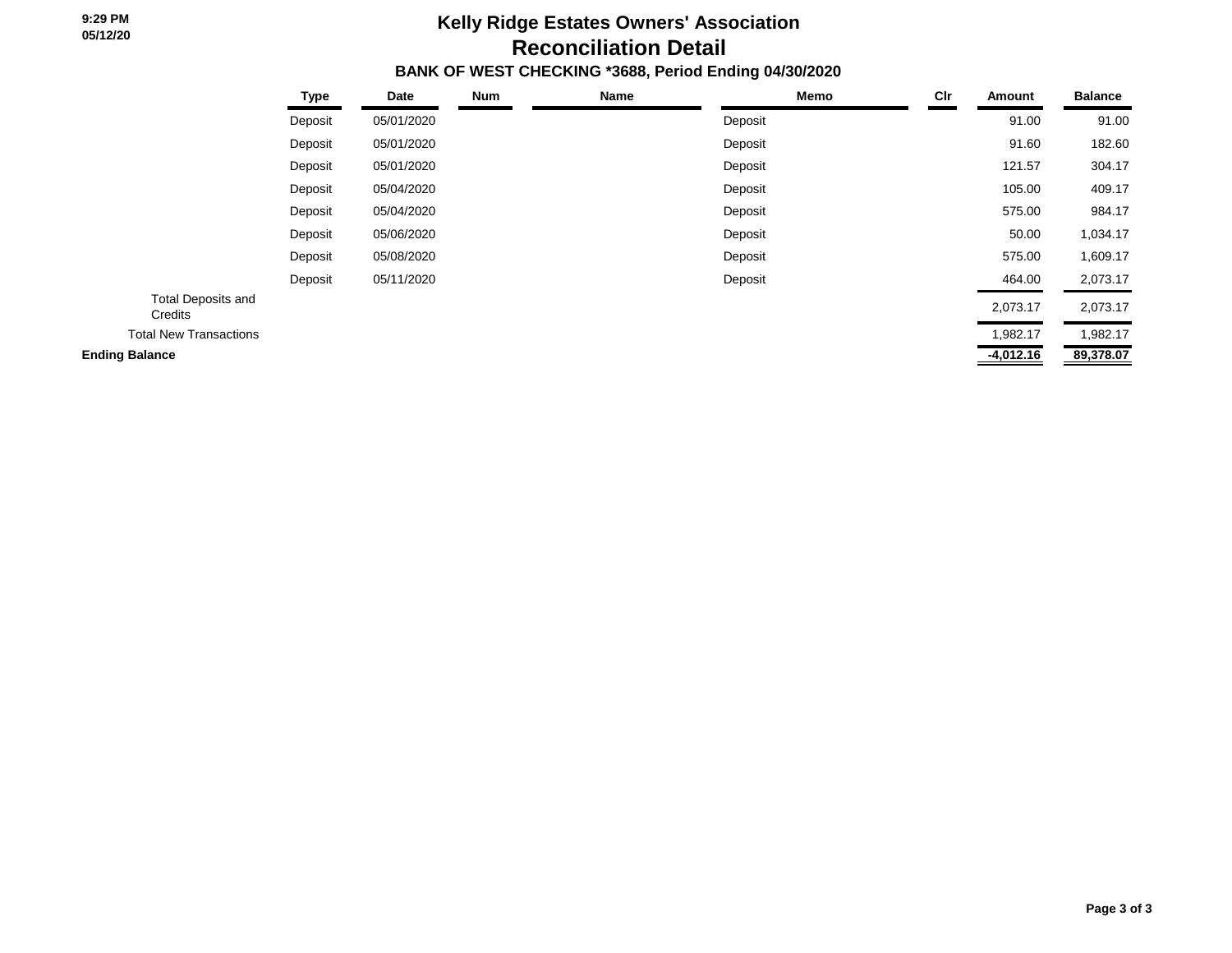9:29 PM
05/12/20

# Kelly Ridge Estates Owners' Association

## Reconciliation Detail

### BANK OF WEST CHECKING *3688, Period Ending 04/30/2020

| | Type | Date | Num | Name | Memo | Clr | Amount | Balance |
|---|---|---|---|---|---|---|---|---|
| | Deposit | 05/01/2020 | | | Deposit | | 91.00 | 91.00 |
| | Deposit | 05/01/2020 | | | Deposit | | 91.60 | 182.60 |
| | Deposit | 05/01/2020 | | | Deposit | | 121.57 | 304.17 |
| | Deposit | 05/04/2020 | | | Deposit | | 105.00 | 409.17 |
| | Deposit | 05/04/2020 | | | Deposit | | 575.00 | 984.17 |
| | Deposit | 05/06/2020 | | | Deposit | | 50.00 | 1,034.17 |
| | Deposit | 05/08/2020 | | | Deposit | | 575.00 | 1,609.17 |
| | Deposit | 05/11/2020 | | | Deposit | | 464.00 | 2,073.17 |
| Total Deposits and Credits | | | | | | | 2,073.17 | 2,073.17 |
| Total New Transactions | | | | | | | 1,982.17 | 1,982.17 |
| **Ending Balance** | | | | | | | **-4,012.16** | **89,378.07** |